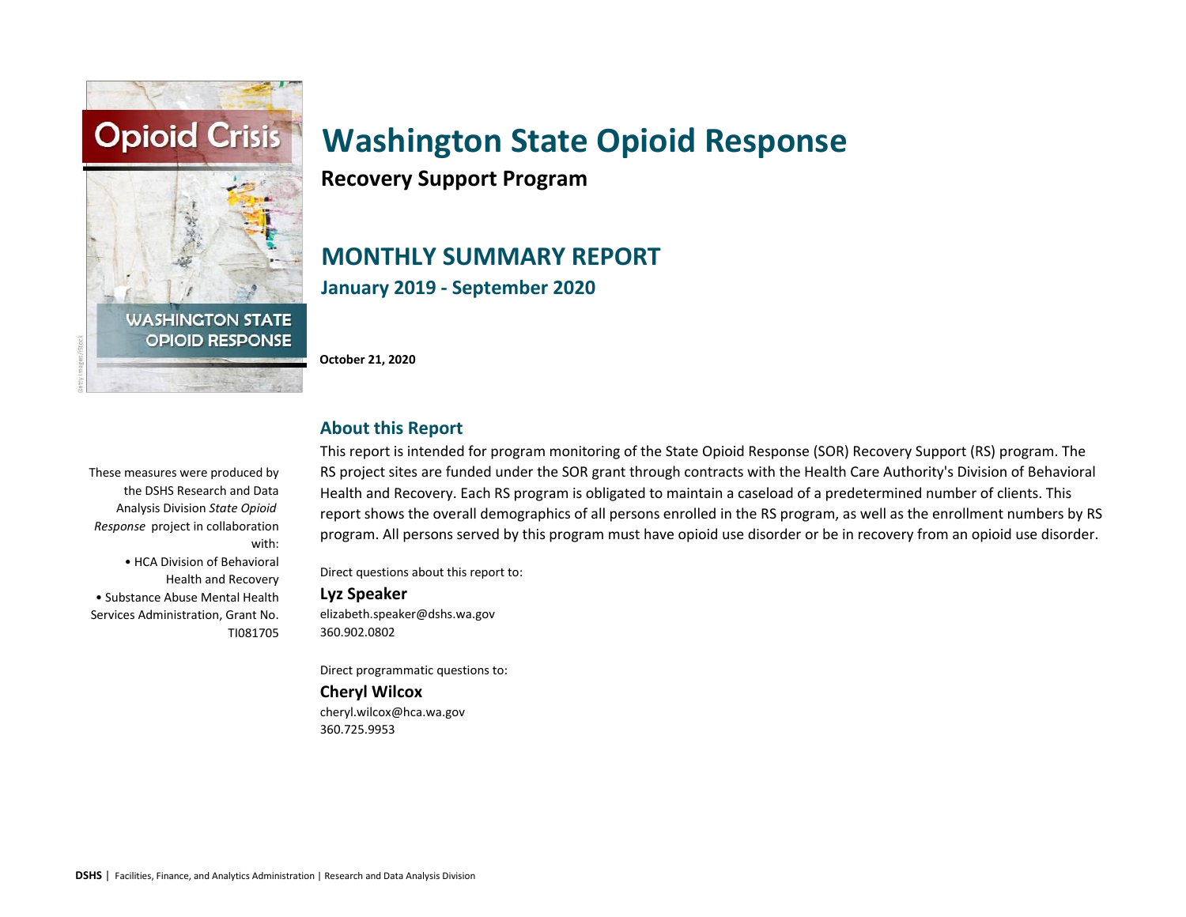# Washington State Opioid Response

**Recovery Support Program**

## MONTHLY SUMMARY REPORT

**January 2019 - September 2020**

**October 21, 2020**

These measures were produced by the DSHS Research and Data Analysis Division *State Opioid Response* project in collaboration with:

- HCA Division of Behavioral Health and Recovery
- Substance Abuse Mental Health Services Administration, Grant No. TI081705

### About this Report

This report is intended for program monitoring of the State Opioid Response (SOR) Recovery Support (RS) program. The RS project sites are funded under the SOR grant through contracts with the Health Care Authority's Division of Behavioral Health and Recovery. Each RS program is obligated to maintain a caseload of a predetermined number of clients. This report shows the overall demographics of all persons enrolled in the RS program, as well as the enrollment numbers by RS program. All persons served by this program must have opioid use disorder or be in recovery from an opioid use disorder.

Direct questions about this report to:

**Lyz Speaker**
elizabeth.speaker@dshs.wa.gov
360.902.0802

Direct programmatic questions to:

**Cheryl Wilcox**
cheryl.wilcox@hca.wa.gov
360.725.9953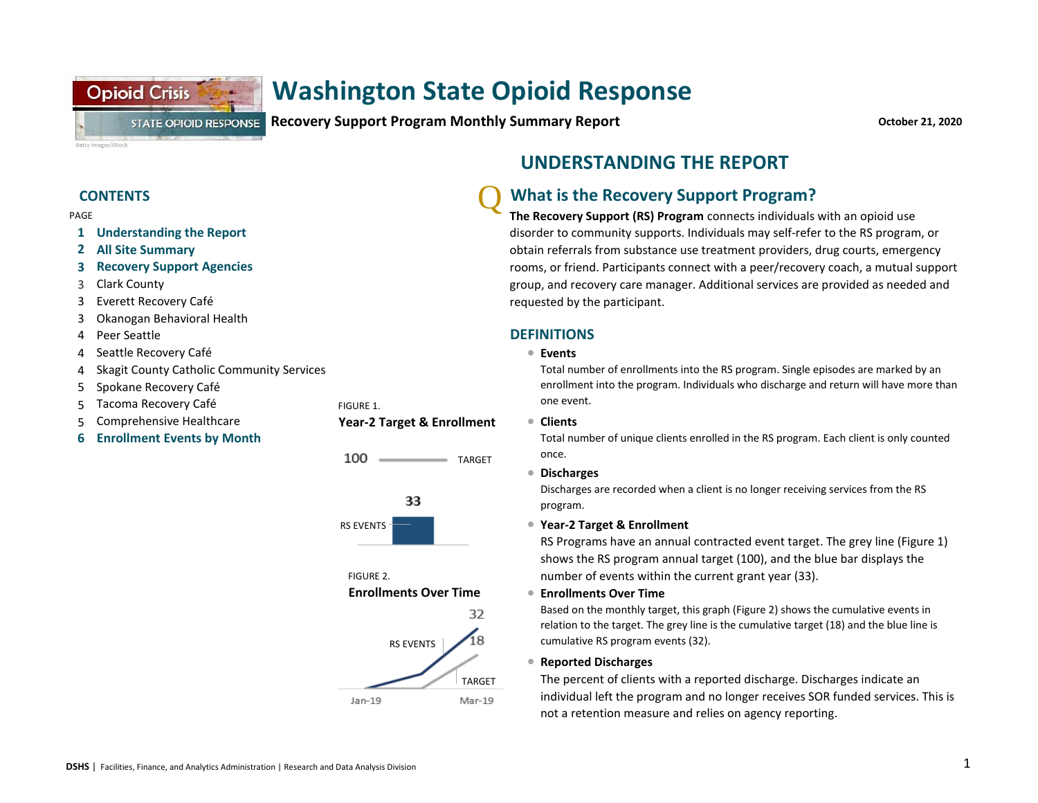# Washington State Opioid Response

**Recovery Support Program Monthly Summary Report**

**October 21, 2020**

## CONTENTS

PAGE

1 **Understanding the Report**
2 **All Site Summary**
3 **Recovery Support Agencies**
3 Clark County
3 Everett Recovery Café
3 Okanogan Behavioral Health
4 Peer Seattle
4 Seattle Recovery Café
4 Skagit County Catholic Community Services
5 Spokane Recovery Café
5 Tacoma Recovery Café
5 Comprehensive Healthcare
6 **Enrollment Events by Month**

FIGURE 1.
**Year-2 Target & Enrollment**

100 TARGET

33

RS EVENTS

FIGURE 2.
**Enrollments Over Time**

32

RS EVENTS 18

TARGET

Jan-19 Mar-19

## UNDERSTANDING THE REPORT

### What is the Recovery Support Program?

**The Recovery Support (RS) Program** connects individuals with an opioid use disorder to community supports. Individuals may self-refer to the RS program, or obtain referrals from substance use treatment providers, drug courts, emergency rooms, or friend. Participants connect with a peer/recovery coach, a mutual support group, and recovery care manager. Additional services are provided as needed and requested by the participant.

### DEFINITIONS

- **Events**
  Total number of enrollments into the RS program. Single episodes are marked by an enrollment into the program. Individuals who discharge and return will have more than one event.
- **Clients**
  Total number of unique clients enrolled in the RS program. Each client is only counted once.
- **Discharges**
  Discharges are recorded when a client is no longer receiving services from the RS program.
- **Year-2 Target & Enrollment**
  RS Programs have an annual contracted event target. The grey line (Figure 1) shows the RS program annual target (100), and the blue bar displays the number of events within the current grant year (33).
- **Enrollments Over Time**
  Based on the monthly target, this graph (Figure 2) shows the cumulative events in relation to the target. The grey line is the cumulative target (18) and the blue line is cumulative RS program events (32).
- **Reported Discharges**
  The percent of clients with a reported discharge. Discharges indicate an individual left the program and no longer receives SOR funded services. This is not a retention measure and relies on agency reporting.

**DSHS** | Facilities, Finance, and Analytics Administration | Research and Data Analysis Division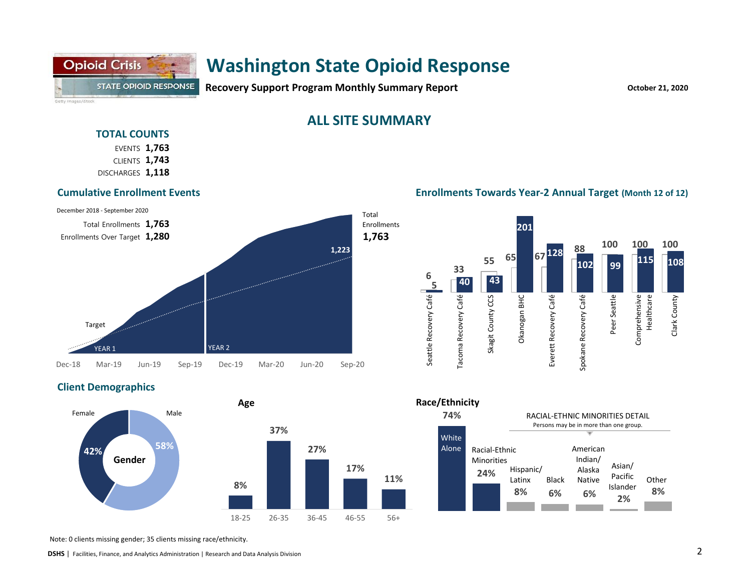# Washington State Opioid Response

**Recovery Support Program Monthly Summary Report**

October 21, 2020

## ALL SITE SUMMARY

### TOTAL COUNTS

| | |
|---|---|
| EVENTS | **1,763** |
| CLIENTS | **1,743** |
| DISCHARGES | **1,118** |

### Cumulative Enrollment Events

December 2018 - September 2020

| | |
|---|---|
| Total Enrollments | **1,763** |
| Enrollments Over Target | **1,280** |

Total Enrollments **1,763**

Target: **1,223**

YEAR 1 | YEAR 2

Dec-18 | Mar-19 | Jun-19 | Sep-19 | Dec-19 | Mar-20 | Jun-20 | Sep-20

### Enrollments Towards Year-2 Annual Target (Month 12 of 12)

| Site | Target | Enrollments |
|---|---|---|
| Seattle Recovery Café | 6 | 5 |
| Tacoma Recovery Café | 33 | 40 |
| Skagit County CCS | 55 | 43 |
| Okanogan BHC | 65 | 201 |
| Everett Recovery Café | 67 | 128 |
| Spokane Recovery Café | 88 | 102 |
| Peer Seattle | 100 | 99 |
| Comprehensive Healthcare | 100 | 115 |
| Clark County | 100 | 108 |

### Client Demographics

**Gender**

| Female | Male |
|---|---|
| 42% | 58% |

**Age**

| 18-25 | 26-35 | 36-45 | 46-55 | 56+ |
|---|---|---|---|---|
| 8% | 37% | 27% | 17% | 11% |

**Race/Ethnicity**

| White Alone | Racial-Ethnic Minorities |
|---|---|
| 74% | 24% |

RACIAL-ETHNIC MINORITIES DETAIL
Persons may be in more than one group.

| Hispanic/ Latinx | Black | American Indian/ Alaska Native | Asian/ Pacific Islander | Other |
|---|---|---|---|---|
| 8% | 6% | 6% | 2% | 8% |

Note: 0 clients missing gender; 35 clients missing race/ethnicity.

**DSHS** | Facilities, Finance, and Analytics Administration | Research and Data Analysis Division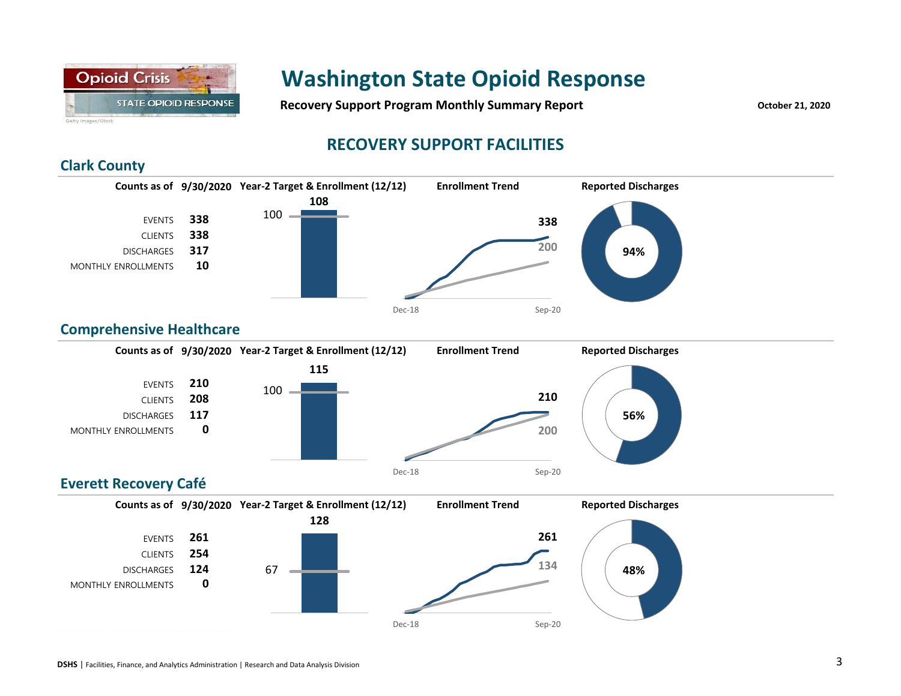# Washington State Opioid Response

**Recovery Support Program Monthly Summary Report**

**October 21, 2020**

## RECOVERY SUPPORT FACILITIES

### Clark County

| Counts as of | 9/30/2020 |
|---|---|
| EVENTS | 338 |
| CLIENTS | 338 |
| DISCHARGES | 317 |
| MONTHLY ENROLLMENTS | 10 |

**Year-2 Target & Enrollment (12/12)**: Target 100; Enrollment 108

**Enrollment Trend**: Dec-18 to Sep-20; 338 enrolled vs. 200 target

**Reported Discharges**: 94%

### Comprehensive Healthcare

| Counts as of | 9/30/2020 |
|---|---|
| EVENTS | 210 |
| CLIENTS | 208 |
| DISCHARGES | 117 |
| MONTHLY ENROLLMENTS | 0 |

**Year-2 Target & Enrollment (12/12)**: Target 100; Enrollment 115

**Enrollment Trend**: Dec-18 to Sep-20; 210 enrolled vs. 200 target

**Reported Discharges**: 56%

### Everett Recovery Café

| Counts as of | 9/30/2020 |
|---|---|
| EVENTS | 261 |
| CLIENTS | 254 |
| DISCHARGES | 124 |
| MONTHLY ENROLLMENTS | 0 |

**Year-2 Target & Enrollment (12/12)**: Target 67; Enrollment 128

**Enrollment Trend**: Dec-18 to Sep-20; 261 enrolled vs. 134 target

**Reported Discharges**: 48%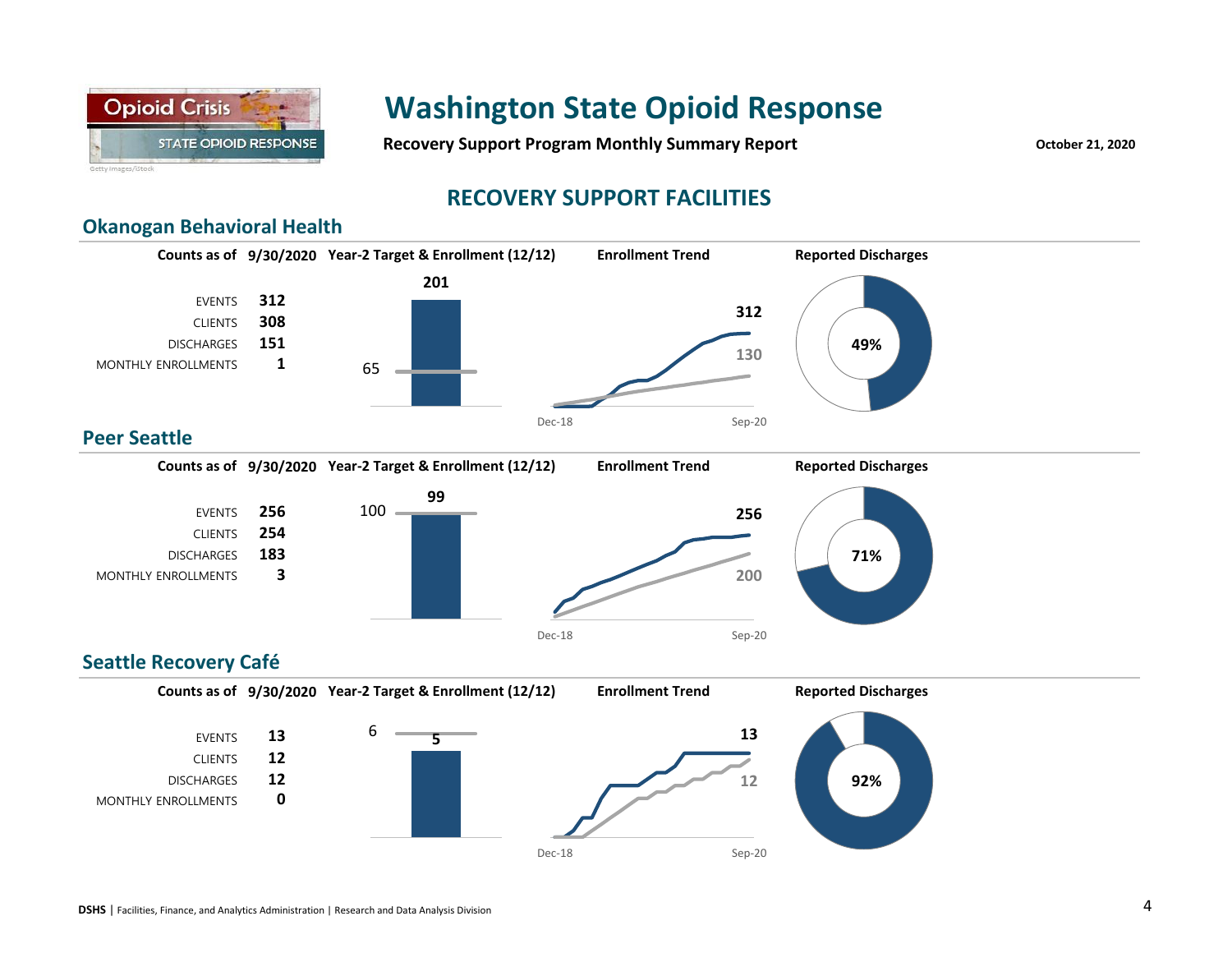# Washington State Opioid Response

**Recovery Support Program Monthly Summary Report**

**October 21, 2020**

## RECOVERY SUPPORT FACILITIES

### Okanogan Behavioral Health

| Counts as of | 9/30/2020 |
|---|---|
| EVENTS | 312 |
| CLIENTS | 308 |
| DISCHARGES | 151 |
| MONTHLY ENROLLMENTS | 1 |

**Year-2 Target & Enrollment (12/12)**: Target 65, Enrollment 201

**Enrollment Trend** (Dec-18 to Sep-20): 312 (enrollment), 130 (target)

**Reported Discharges**: 49%

### Peer Seattle

| Counts as of | 9/30/2020 |
|---|---|
| EVENTS | 256 |
| CLIENTS | 254 |
| DISCHARGES | 183 |
| MONTHLY ENROLLMENTS | 3 |

**Year-2 Target & Enrollment (12/12)**: Target 100, Enrollment 99

**Enrollment Trend** (Dec-18 to Sep-20): 256 (enrollment), 200 (target)

**Reported Discharges**: 71%

### Seattle Recovery Café

| Counts as of | 9/30/2020 |
|---|---|
| EVENTS | 13 |
| CLIENTS | 12 |
| DISCHARGES | 12 |
| MONTHLY ENROLLMENTS | 0 |

**Year-2 Target & Enrollment (12/12)**: Target 6, Enrollment 5

**Enrollment Trend** (Dec-18 to Sep-20): 13 (enrollment), 12 (target)

**Reported Discharges**: 92%

**DSHS** | Facilities, Finance, and Analytics Administration | Research and Data Analysis Division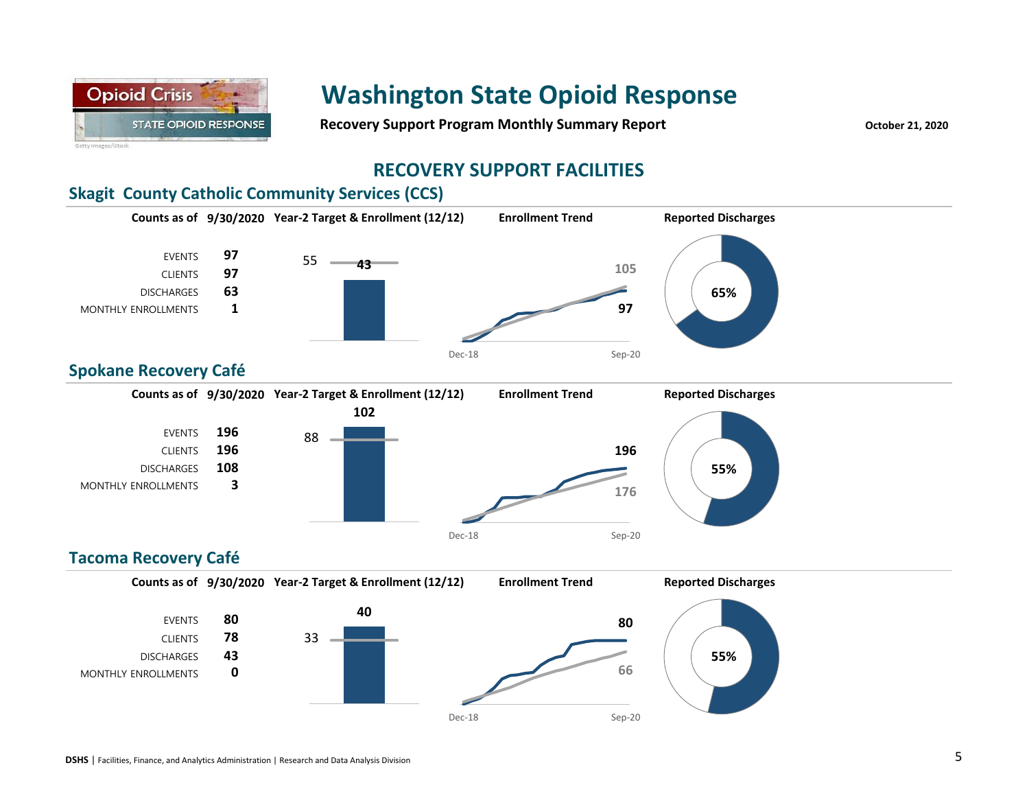# Washington State Opioid Response

**Recovery Support Program Monthly Summary Report**

**October 21, 2020**

## RECOVERY SUPPORT FACILITIES

### Skagit County Catholic Community Services (CCS)

**Counts as of 9/30/2020**

| | |
|---|---|
| EVENTS | **97** |
| CLIENTS | **97** |
| DISCHARGES | **63** |
| MONTHLY ENROLLMENTS | **1** |

**Year-2 Target & Enrollment (12/12)**

Target: 55; Enrollment: **43**

**Enrollment Trend**

Dec-18 to Sep-20: 105 (target), **97** (enrollment)

**Reported Discharges**

65%

### Spokane Recovery Café

**Counts as of 9/30/2020**

| | |
|---|---|
| EVENTS | **196** |
| CLIENTS | **196** |
| DISCHARGES | **108** |
| MONTHLY ENROLLMENTS | **3** |

**Year-2 Target & Enrollment (12/12)**

Target: 88; Enrollment: **102**

**Enrollment Trend**

Dec-18 to Sep-20: **196** (enrollment), 176 (target)

**Reported Discharges**

55%

### Tacoma Recovery Café

**Counts as of 9/30/2020**

| | |
|---|---|
| EVENTS | **80** |
| CLIENTS | **78** |
| DISCHARGES | **43** |
| MONTHLY ENROLLMENTS | **0** |

**Year-2 Target & Enrollment (12/12)**

Target: 33; Enrollment: **40**

**Enrollment Trend**

Dec-18 to Sep-20: **80** (enrollment), 66 (target)

**Reported Discharges**

55%

**DSHS** | Facilities, Finance, and Analytics Administration | Research and Data Analysis Division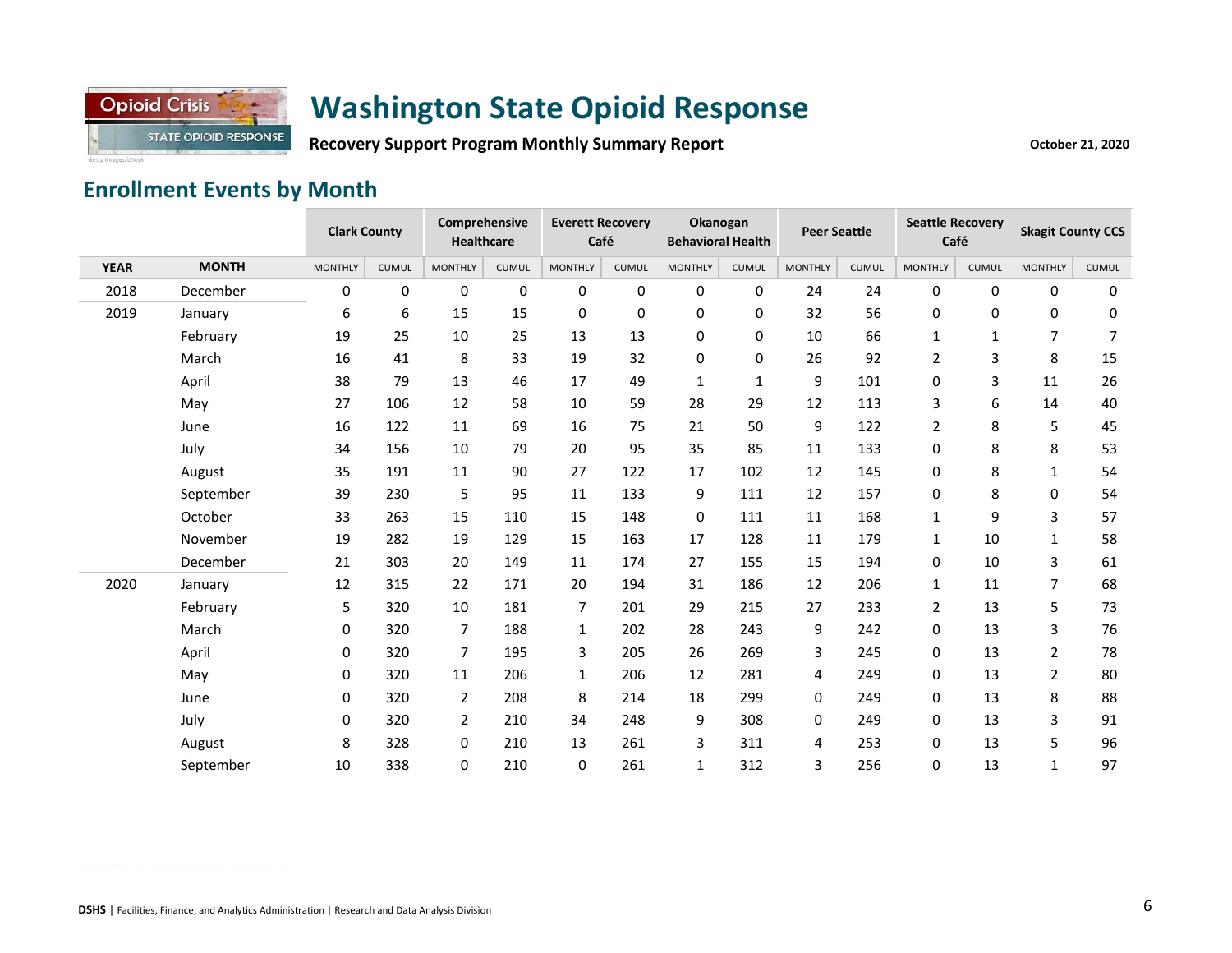# Washington State Opioid Response

**Recovery Support Program Monthly Summary Report**

**October 21, 2020**

## Enrollment Events by Month

| | | Clark County | | Comprehensive Healthcare | | Everett Recovery Café | | Okanogan Behavioral Health | | Peer Seattle | | Seattle Recovery Café | | Skagit County CCS | |
|---|---|---|---|---|---|---|---|---|---|---|---|---|---|---|---|
| **YEAR** | **MONTH** | MONTHLY | CUMUL | MONTHLY | CUMUL | MONTHLY | CUMUL | MONTHLY | CUMUL | MONTHLY | CUMUL | MONTHLY | CUMUL | MONTHLY | CUMUL |
| 2018 | December | 0 | 0 | 0 | 0 | 0 | 0 | 0 | 0 | 24 | 24 | 0 | 0 | 0 | 0 |
| 2019 | January | 6 | 6 | 15 | 15 | 0 | 0 | 0 | 0 | 32 | 56 | 0 | 0 | 0 | 0 |
| | February | 19 | 25 | 10 | 25 | 13 | 13 | 0 | 0 | 10 | 66 | 1 | 1 | 7 | 7 |
| | March | 16 | 41 | 8 | 33 | 19 | 32 | 0 | 0 | 26 | 92 | 2 | 3 | 8 | 15 |
| | April | 38 | 79 | 13 | 46 | 17 | 49 | 1 | 1 | 9 | 101 | 0 | 3 | 11 | 26 |
| | May | 27 | 106 | 12 | 58 | 10 | 59 | 28 | 29 | 12 | 113 | 3 | 6 | 14 | 40 |
| | June | 16 | 122 | 11 | 69 | 16 | 75 | 21 | 50 | 9 | 122 | 2 | 8 | 5 | 45 |
| | July | 34 | 156 | 10 | 79 | 20 | 95 | 35 | 85 | 11 | 133 | 0 | 8 | 8 | 53 |
| | August | 35 | 191 | 11 | 90 | 27 | 122 | 17 | 102 | 12 | 145 | 0 | 8 | 1 | 54 |
| | September | 39 | 230 | 5 | 95 | 11 | 133 | 9 | 111 | 12 | 157 | 0 | 8 | 0 | 54 |
| | October | 33 | 263 | 15 | 110 | 15 | 148 | 0 | 111 | 11 | 168 | 1 | 9 | 3 | 57 |
| | November | 19 | 282 | 19 | 129 | 15 | 163 | 17 | 128 | 11 | 179 | 1 | 10 | 1 | 58 |
| | December | 21 | 303 | 20 | 149 | 11 | 174 | 27 | 155 | 15 | 194 | 0 | 10 | 3 | 61 |
| 2020 | January | 12 | 315 | 22 | 171 | 20 | 194 | 31 | 186 | 12 | 206 | 1 | 11 | 7 | 68 |
| | February | 5 | 320 | 10 | 181 | 7 | 201 | 29 | 215 | 27 | 233 | 2 | 13 | 5 | 73 |
| | March | 0 | 320 | 7 | 188 | 1 | 202 | 28 | 243 | 9 | 242 | 0 | 13 | 3 | 76 |
| | April | 0 | 320 | 7 | 195 | 3 | 205 | 26 | 269 | 3 | 245 | 0 | 13 | 2 | 78 |
| | May | 0 | 320 | 11 | 206 | 1 | 206 | 12 | 281 | 4 | 249 | 0 | 13 | 2 | 80 |
| | June | 0 | 320 | 2 | 208 | 8 | 214 | 18 | 299 | 0 | 249 | 0 | 13 | 8 | 88 |
| | July | 0 | 320 | 2 | 210 | 34 | 248 | 9 | 308 | 0 | 249 | 0 | 13 | 3 | 91 |
| | August | 8 | 328 | 0 | 210 | 13 | 261 | 3 | 311 | 4 | 253 | 0 | 13 | 5 | 96 |
| | September | 10 | 338 | 0 | 210 | 0 | 261 | 1 | 312 | 3 | 256 | 0 | 13 | 1 | 97 |

**DSHS** | Facilities, Finance, and Analytics Administration | Research and Data Analysis Division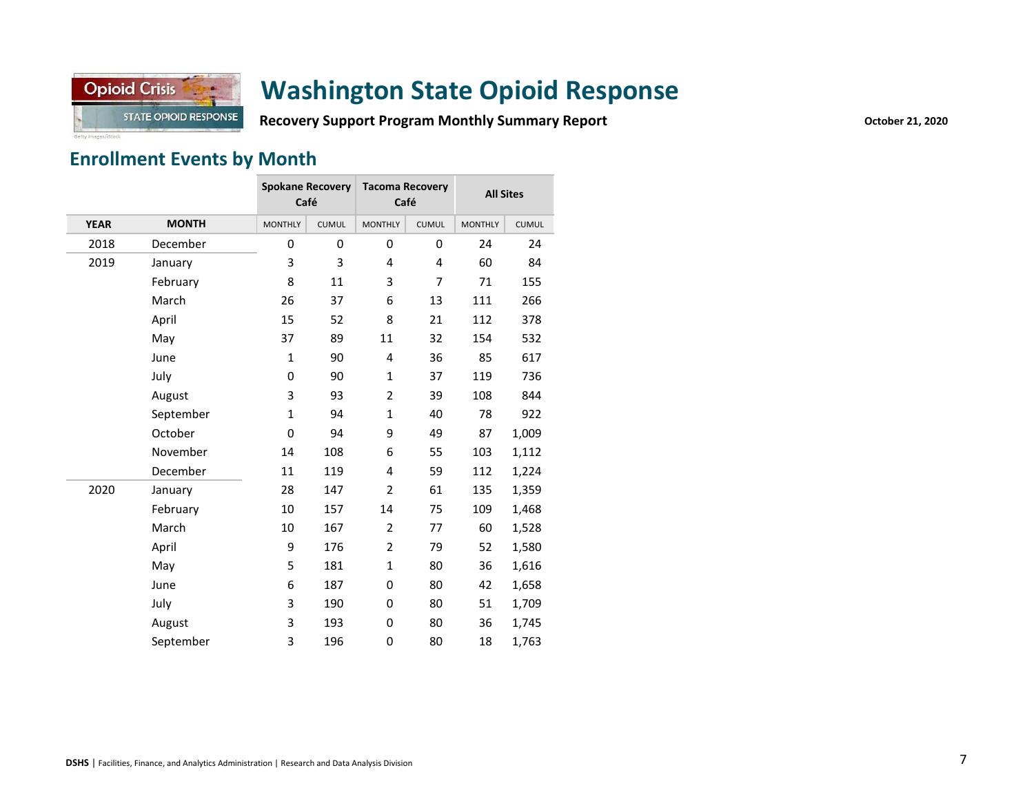# Washington State Opioid Response

**Recovery Support Program Monthly Summary Report**

**October 21, 2020**

## Enrollment Events by Month

| | | Spokane Recovery Café | | Tacoma Recovery Café | | All Sites | |
|---|---|---|---|---|---|---|---|
| **YEAR** | **MONTH** | MONTHLY | CUMUL | MONTHLY | CUMUL | MONTHLY | CUMUL |
| 2018 | December | 0 | 0 | 0 | 0 | 24 | 24 |
| 2019 | January | 3 | 3 | 4 | 4 | 60 | 84 |
| | February | 8 | 11 | 3 | 7 | 71 | 155 |
| | March | 26 | 37 | 6 | 13 | 111 | 266 |
| | April | 15 | 52 | 8 | 21 | 112 | 378 |
| | May | 37 | 89 | 11 | 32 | 154 | 532 |
| | June | 1 | 90 | 4 | 36 | 85 | 617 |
| | July | 0 | 90 | 1 | 37 | 119 | 736 |
| | August | 3 | 93 | 2 | 39 | 108 | 844 |
| | September | 1 | 94 | 1 | 40 | 78 | 922 |
| | October | 0 | 94 | 9 | 49 | 87 | 1,009 |
| | November | 14 | 108 | 6 | 55 | 103 | 1,112 |
| | December | 11 | 119 | 4 | 59 | 112 | 1,224 |
| 2020 | January | 28 | 147 | 2 | 61 | 135 | 1,359 |
| | February | 10 | 157 | 14 | 75 | 109 | 1,468 |
| | March | 10 | 167 | 2 | 77 | 60 | 1,528 |
| | April | 9 | 176 | 2 | 79 | 52 | 1,580 |
| | May | 5 | 181 | 1 | 80 | 36 | 1,616 |
| | June | 6 | 187 | 0 | 80 | 42 | 1,658 |
| | July | 3 | 190 | 0 | 80 | 51 | 1,709 |
| | August | 3 | 193 | 0 | 80 | 36 | 1,745 |
| | September | 3 | 196 | 0 | 80 | 18 | 1,763 |